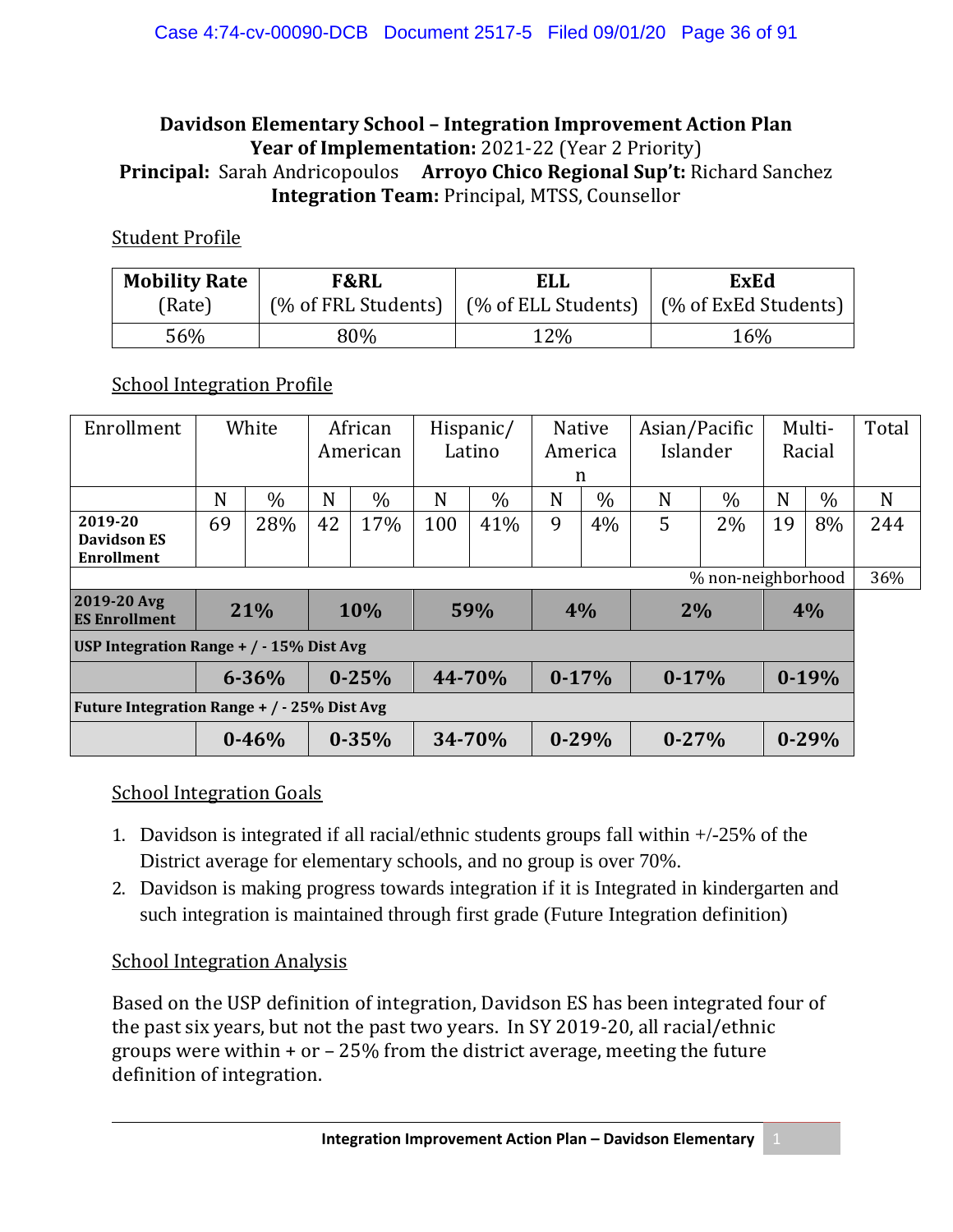# Davidson Elementary School – Integration Improvement Action Plan

**Year of Implementation:** 2021-22 (Year 2 Priority)

**Principal:** Sarah Andricopoulos **Arroyo Chico Regional Sup't:** Richard Sanchez

**Integration Team:** Principal, MTSS, Counsellor

## Student Profile

| **Mobility Rate** (Rate) | **F&RL** (% of FRL Students) | **ELL** (% of ELL Students) | **ExEd** (% of ExEd Students) |
|---|---|---|---|
| 56% | 80% | 12% | 16% |

## School Integration Profile

| Enrollment | White | | African American | | Hispanic/ Latino | | Native American | | Asian/Pacific Islander | | Multi-Racial | | Total |
|---|---|---|---|---|---|---|---|---|---|---|---|---|---|
| | N | % | N | % | N | % | N | % | N | % | N | % | N |
| **2019-20 Davidson ES Enrollment** | 69 | 28% | 42 | 17% | 100 | 41% | 9 | 4% | 5 | 2% | 19 | 8% | 244 |
| | | | | | | | | | | | % non-neighborhood | | 36% |
| **2019-20 Avg ES Enrollment** | **21%** | | **10%** | | **59%** | | **4%** | | **2%** | | **4%** | | |
| **USP Integration Range + / - 15% Dist Avg** | | | | | | | | | | | | | |
| | **6-36%** | | **0-25%** | | **44-70%** | | **0-17%** | | **0-17%** | | **0-19%** | | |
| **Future Integration Range + / - 25% Dist Avg** | | | | | | | | | | | | | |
| | **0-46%** | | **0-35%** | | **34-70%** | | **0-29%** | | **0-27%** | | **0-29%** | | |

## School Integration Goals

1. Davidson is integrated if all racial/ethnic students groups fall within +/-25% of the District average for elementary schools, and no group is over 70%.
2. Davidson is making progress towards integration if it is Integrated in kindergarten and such integration is maintained through first grade (Future Integration definition)

## School Integration Analysis

Based on the USP definition of integration, Davidson ES has been integrated four of the past six years, but not the past two years. In SY 2019-20, all racial/ethnic groups were within + or – 25% from the district average, meeting the future definition of integration.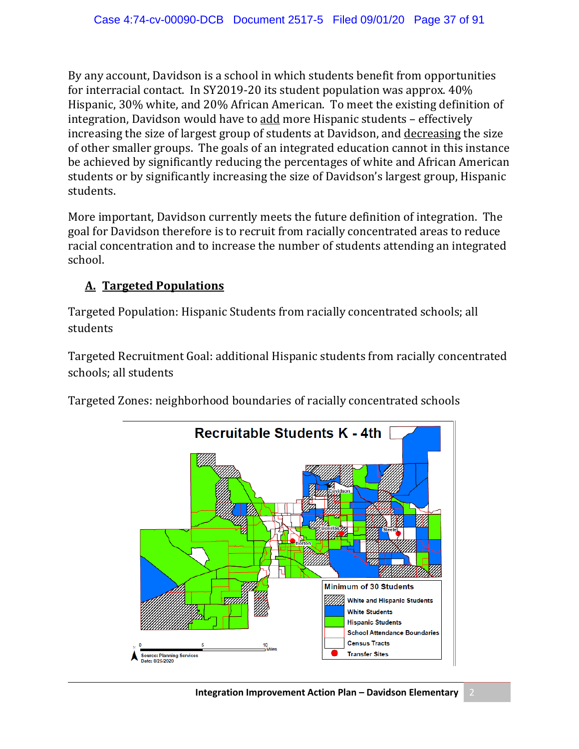By any account, Davidson is a school in which students benefit from opportunities for interracial contact. In SY2019-20 its student population was approx. 40% Hispanic, 30% white, and 20% African American. To meet the existing definition of integration, Davidson would have to add more Hispanic students – effectively increasing the size of largest group of students at Davidson, and decreasing the size of other smaller groups. The goals of an integrated education cannot in this instance be achieved by significantly reducing the percentages of white and African American students or by significantly increasing the size of Davidson's largest group, Hispanic students.

More important, Davidson currently meets the future definition of integration. The goal for Davidson therefore is to recruit from racially concentrated areas to reduce racial concentration and to increase the number of students attending an integrated school.

## A. Targeted Populations

Targeted Population: Hispanic Students from racially concentrated schools; all students

Targeted Recruitment Goal: additional Hispanic students from racially concentrated schools; all students

Targeted Zones: neighborhood boundaries of racially concentrated schools

Recruitable Students K - 4th

Minimum of 30 Students

- White and Hispanic Students
- White Students
- Hispanic Students
- School Attendance Boundaries
- Census Tracts
- Transfer Sites

Source: Planning Services
Date: 8/25/2020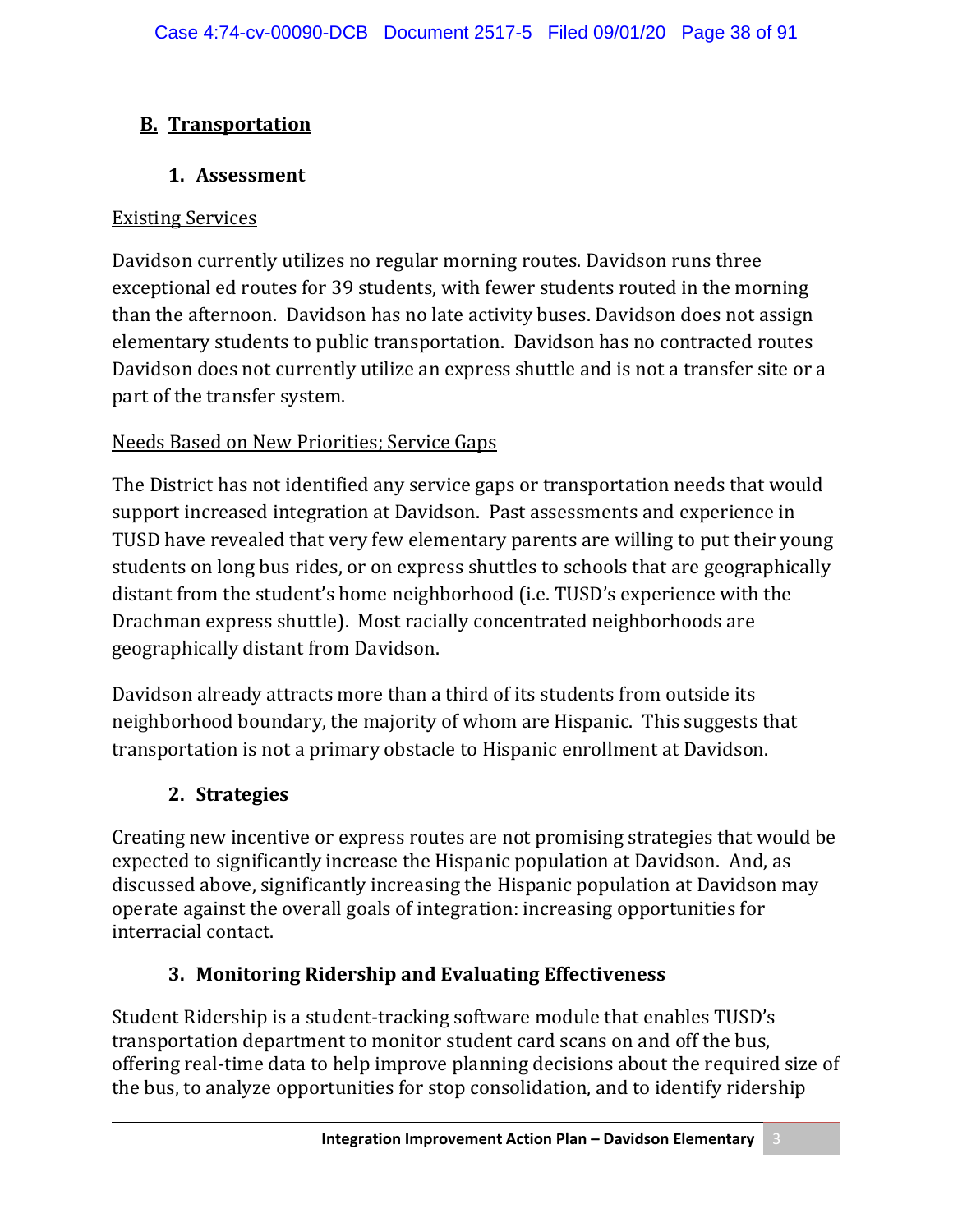## B. Transportation

### 1. Assessment

Existing Services

Davidson currently utilizes no regular morning routes. Davidson runs three exceptional ed routes for 39 students, with fewer students routed in the morning than the afternoon. Davidson has no late activity buses. Davidson does not assign elementary students to public transportation. Davidson has no contracted routes Davidson does not currently utilize an express shuttle and is not a transfer site or a part of the transfer system.

Needs Based on New Priorities; Service Gaps

The District has not identified any service gaps or transportation needs that would support increased integration at Davidson. Past assessments and experience in TUSD have revealed that very few elementary parents are willing to put their young students on long bus rides, or on express shuttles to schools that are geographically distant from the student's home neighborhood (i.e. TUSD's experience with the Drachman express shuttle). Most racially concentrated neighborhoods are geographically distant from Davidson.

Davidson already attracts more than a third of its students from outside its neighborhood boundary, the majority of whom are Hispanic. This suggests that transportation is not a primary obstacle to Hispanic enrollment at Davidson.

### 2. Strategies

Creating new incentive or express routes are not promising strategies that would be expected to significantly increase the Hispanic population at Davidson. And, as discussed above, significantly increasing the Hispanic population at Davidson may operate against the overall goals of integration: increasing opportunities for interracial contact.

### 3. Monitoring Ridership and Evaluating Effectiveness

Student Ridership is a student-tracking software module that enables TUSD's transportation department to monitor student card scans on and off the bus, offering real-time data to help improve planning decisions about the required size of the bus, to analyze opportunities for stop consolidation, and to identify ridership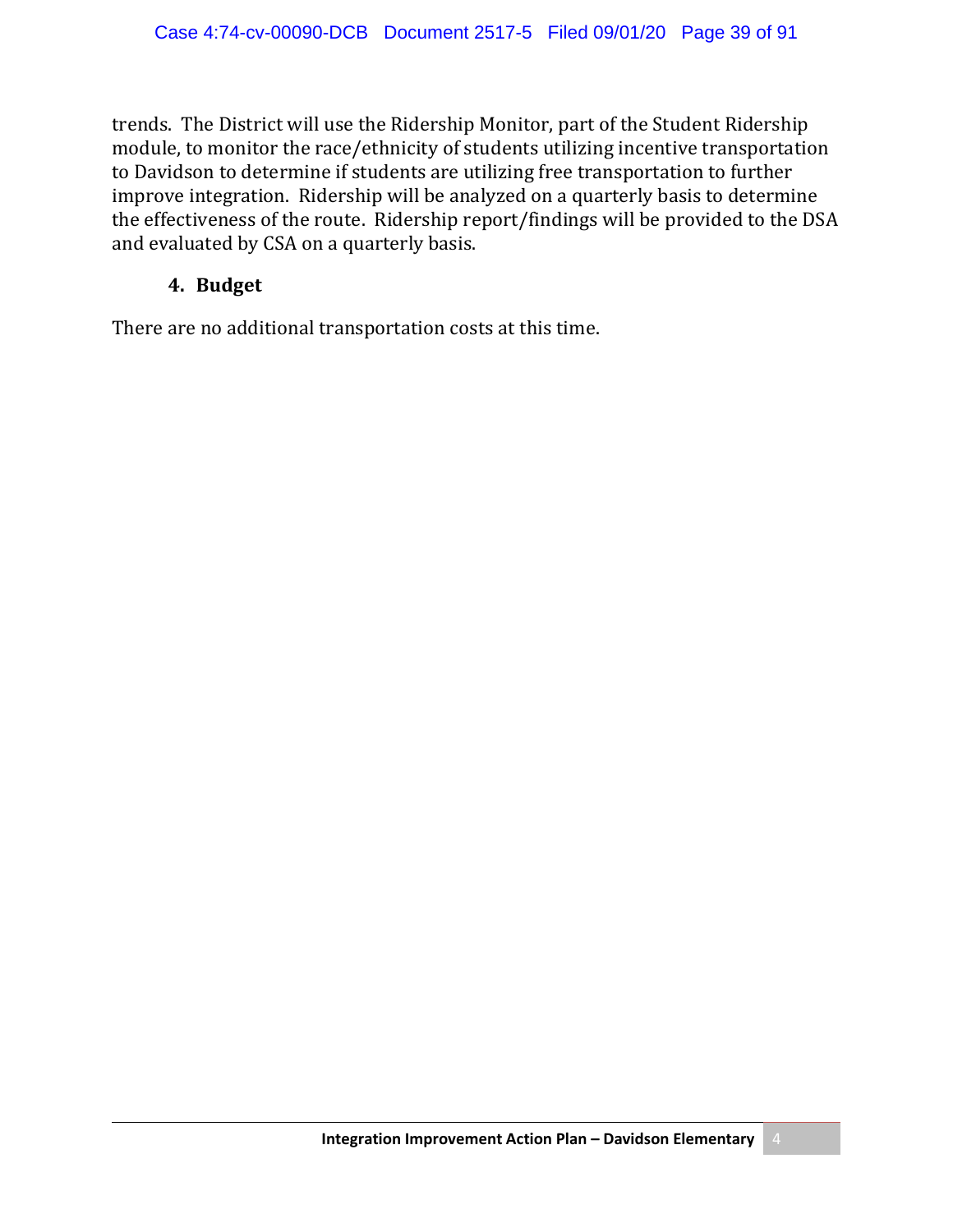trends. The District will use the Ridership Monitor, part of the Student Ridership module, to monitor the race/ethnicity of students utilizing incentive transportation to Davidson to determine if students are utilizing free transportation to further improve integration. Ridership will be analyzed on a quarterly basis to determine the effectiveness of the route. Ridership report/findings will be provided to the DSA and evaluated by CSA on a quarterly basis.

### 4. Budget

There are no additional transportation costs at this time.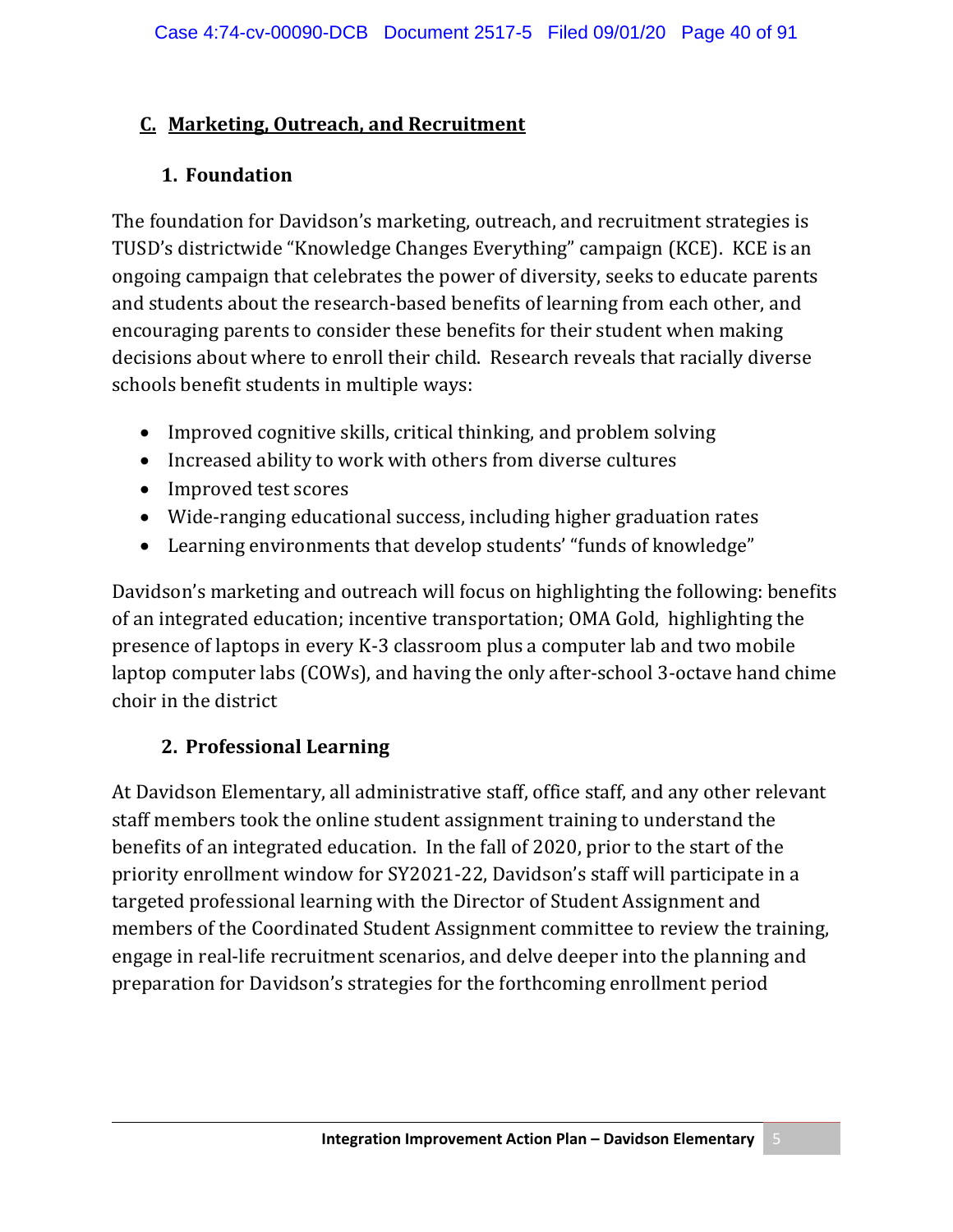## C. Marketing, Outreach, and Recruitment

### 1. Foundation

The foundation for Davidson's marketing, outreach, and recruitment strategies is TUSD's districtwide "Knowledge Changes Everything" campaign (KCE). KCE is an ongoing campaign that celebrates the power of diversity, seeks to educate parents and students about the research-based benefits of learning from each other, and encouraging parents to consider these benefits for their student when making decisions about where to enroll their child. Research reveals that racially diverse schools benefit students in multiple ways:

- Improved cognitive skills, critical thinking, and problem solving
- Increased ability to work with others from diverse cultures
- Improved test scores
- Wide-ranging educational success, including higher graduation rates
- Learning environments that develop students' "funds of knowledge"

Davidson's marketing and outreach will focus on highlighting the following: benefits of an integrated education; incentive transportation; OMA Gold, highlighting the presence of laptops in every K-3 classroom plus a computer lab and two mobile laptop computer labs (COWs), and having the only after-school 3-octave hand chime choir in the district

### 2. Professional Learning

At Davidson Elementary, all administrative staff, office staff, and any other relevant staff members took the online student assignment training to understand the benefits of an integrated education. In the fall of 2020, prior to the start of the priority enrollment window for SY2021-22, Davidson's staff will participate in a targeted professional learning with the Director of Student Assignment and members of the Coordinated Student Assignment committee to review the training, engage in real-life recruitment scenarios, and delve deeper into the planning and preparation for Davidson's strategies for the forthcoming enrollment period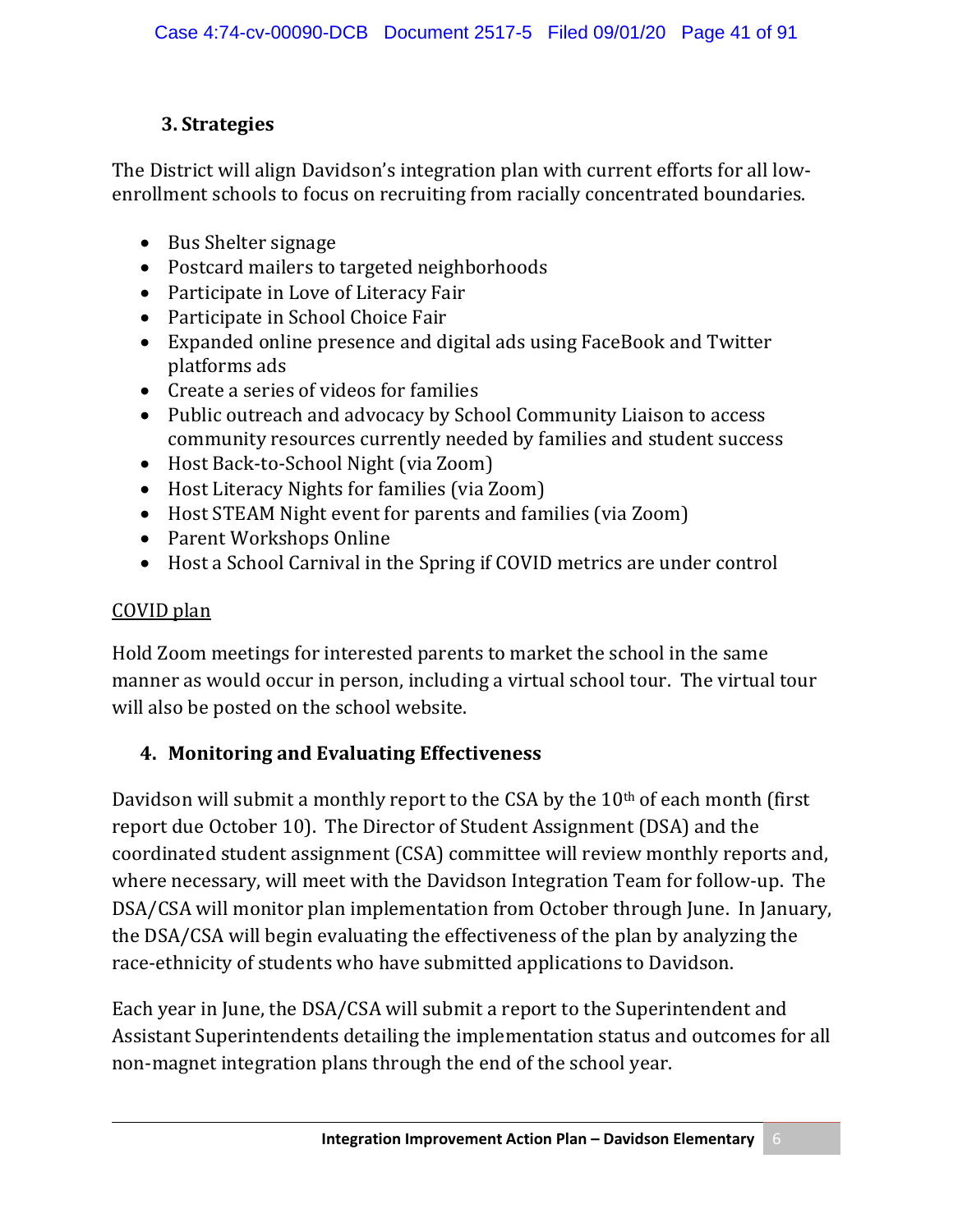### 3. Strategies

The District will align Davidson's integration plan with current efforts for all low-enrollment schools to focus on recruiting from racially concentrated boundaries.

- Bus Shelter signage
- Postcard mailers to targeted neighborhoods
- Participate in Love of Literacy Fair
- Participate in School Choice Fair
- Expanded online presence and digital ads using FaceBook and Twitter platforms ads
- Create a series of videos for families
- Public outreach and advocacy by School Community Liaison to access community resources currently needed by families and student success
- Host Back-to-School Night (via Zoom)
- Host Literacy Nights for families (via Zoom)
- Host STEAM Night event for parents and families (via Zoom)
- Parent Workshops Online
- Host a School Carnival in the Spring if COVID metrics are under control

COVID plan

Hold Zoom meetings for interested parents to market the school in the same manner as would occur in person, including a virtual school tour. The virtual tour will also be posted on the school website.

### 4. Monitoring and Evaluating Effectiveness

Davidson will submit a monthly report to the CSA by the 10th of each month (first report due October 10). The Director of Student Assignment (DSA) and the coordinated student assignment (CSA) committee will review monthly reports and, where necessary, will meet with the Davidson Integration Team for follow-up. The DSA/CSA will monitor plan implementation from October through June. In January, the DSA/CSA will begin evaluating the effectiveness of the plan by analyzing the race-ethnicity of students who have submitted applications to Davidson.

Each year in June, the DSA/CSA will submit a report to the Superintendent and Assistant Superintendents detailing the implementation status and outcomes for all non-magnet integration plans through the end of the school year.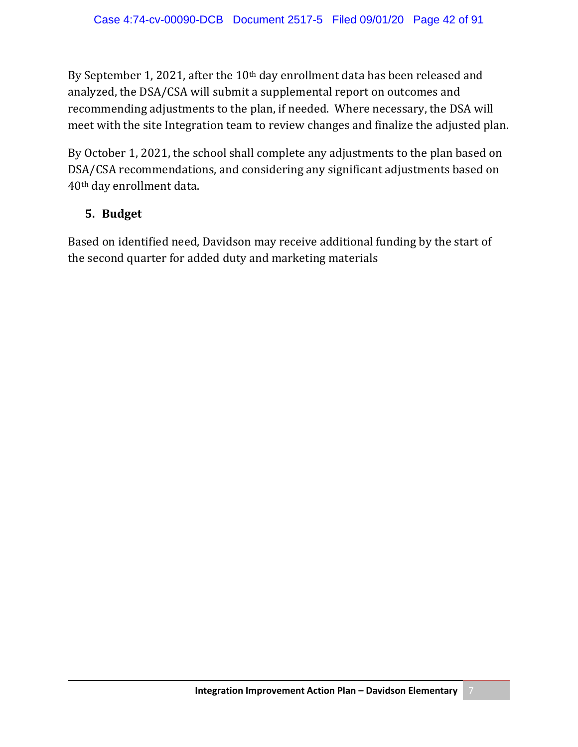By September 1, 2021, after the 10th day enrollment data has been released and analyzed, the DSA/CSA will submit a supplemental report on outcomes and recommending adjustments to the plan, if needed. Where necessary, the DSA will meet with the site Integration team to review changes and finalize the adjusted plan.

By October 1, 2021, the school shall complete any adjustments to the plan based on DSA/CSA recommendations, and considering any significant adjustments based on 40th day enrollment data.

### 5. Budget

Based on identified need, Davidson may receive additional funding by the start of the second quarter for added duty and marketing materials